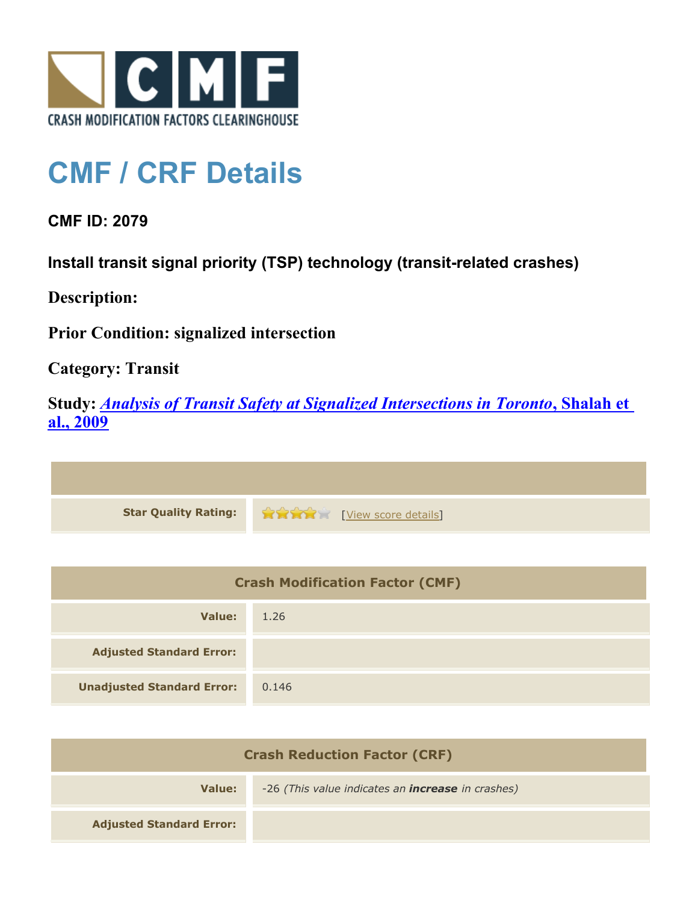CRASH MODIFICATION FACTORS CLEARINGHOUSE

# CMF / CRF Details

### CMF ID: 2079

### Install transit signal priority (TSP) technology (transit-related crashes)

**Description:**

**Prior Condition: signalized intersection**

**Category: Transit**

**Study: *Analysis of Transit Safety at Signalized Intersections in Toronto*, Shalah et al., 2009**

| | |
|---|---|
| **Star Quality Rating:** | ★★★★☆ [View score details] |

| Crash Modification Factor (CMF) | |
|---|---|
| **Value:** | 1.26 |
| **Adjusted Standard Error:** | |
| **Unadjusted Standard Error:** | 0.146 |

| Crash Reduction Factor (CRF) | |
|---|---|
| **Value:** | -26 *(This value indicates an **increase** in crashes)* |
| **Adjusted Standard Error:** | |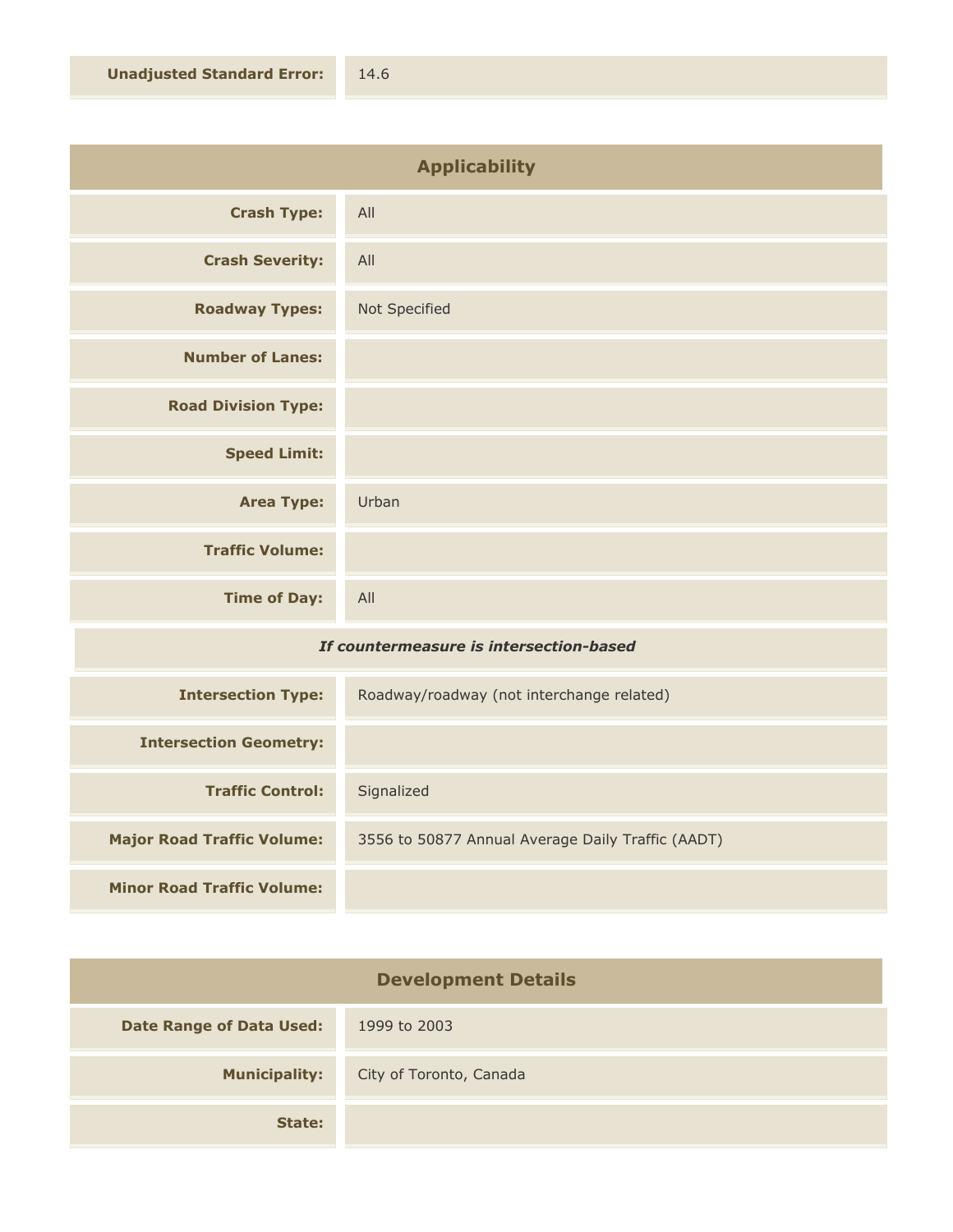| | |
|---|---|
| **Unadjusted Standard Error:** | 14.6 |

## Applicability

| | |
|---|---|
| **Crash Type:** | All |
| **Crash Severity:** | All |
| **Roadway Types:** | Not Specified |
| **Number of Lanes:** | |
| **Road Division Type:** | |
| **Speed Limit:** | |
| **Area Type:** | Urban |
| **Traffic Volume:** | |
| **Time of Day:** | All |
| ***If countermeasure is intersection-based*** | |
| **Intersection Type:** | Roadway/roadway (not interchange related) |
| **Intersection Geometry:** | |
| **Traffic Control:** | Signalized |
| **Major Road Traffic Volume:** | 3556 to 50877 Annual Average Daily Traffic (AADT) |
| **Minor Road Traffic Volume:** | |

## Development Details

| | |
|---|---|
| **Date Range of Data Used:** | 1999 to 2003 |
| **Municipality:** | City of Toronto, Canada |
| **State:** | |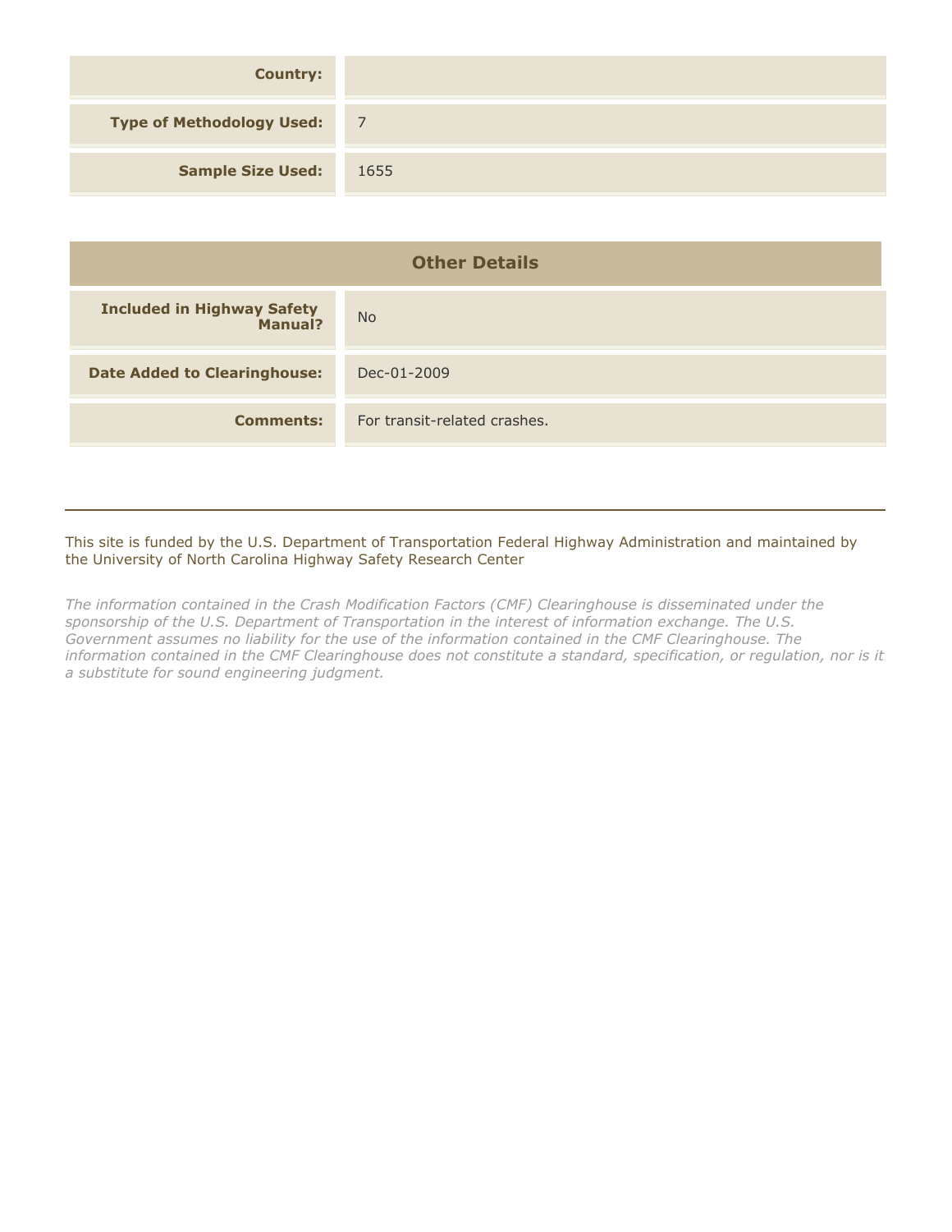| | |
|---|---|
| **Country:** | |
| **Type of Methodology Used:** | 7 |
| **Sample Size Used:** | 1655 |

## Other Details

| | |
|---|---|
| **Included in Highway Safety Manual?** | No |
| **Date Added to Clearinghouse:** | Dec-01-2009 |
| **Comments:** | For transit-related crashes. |

---

This site is funded by the U.S. Department of Transportation Federal Highway Administration and maintained by the University of North Carolina Highway Safety Research Center

*The information contained in the Crash Modification Factors (CMF) Clearinghouse is disseminated under the sponsorship of the U.S. Department of Transportation in the interest of information exchange. The U.S. Government assumes no liability for the use of the information contained in the CMF Clearinghouse. The information contained in the CMF Clearinghouse does not constitute a standard, specification, or regulation, nor is it a substitute for sound engineering judgment.*